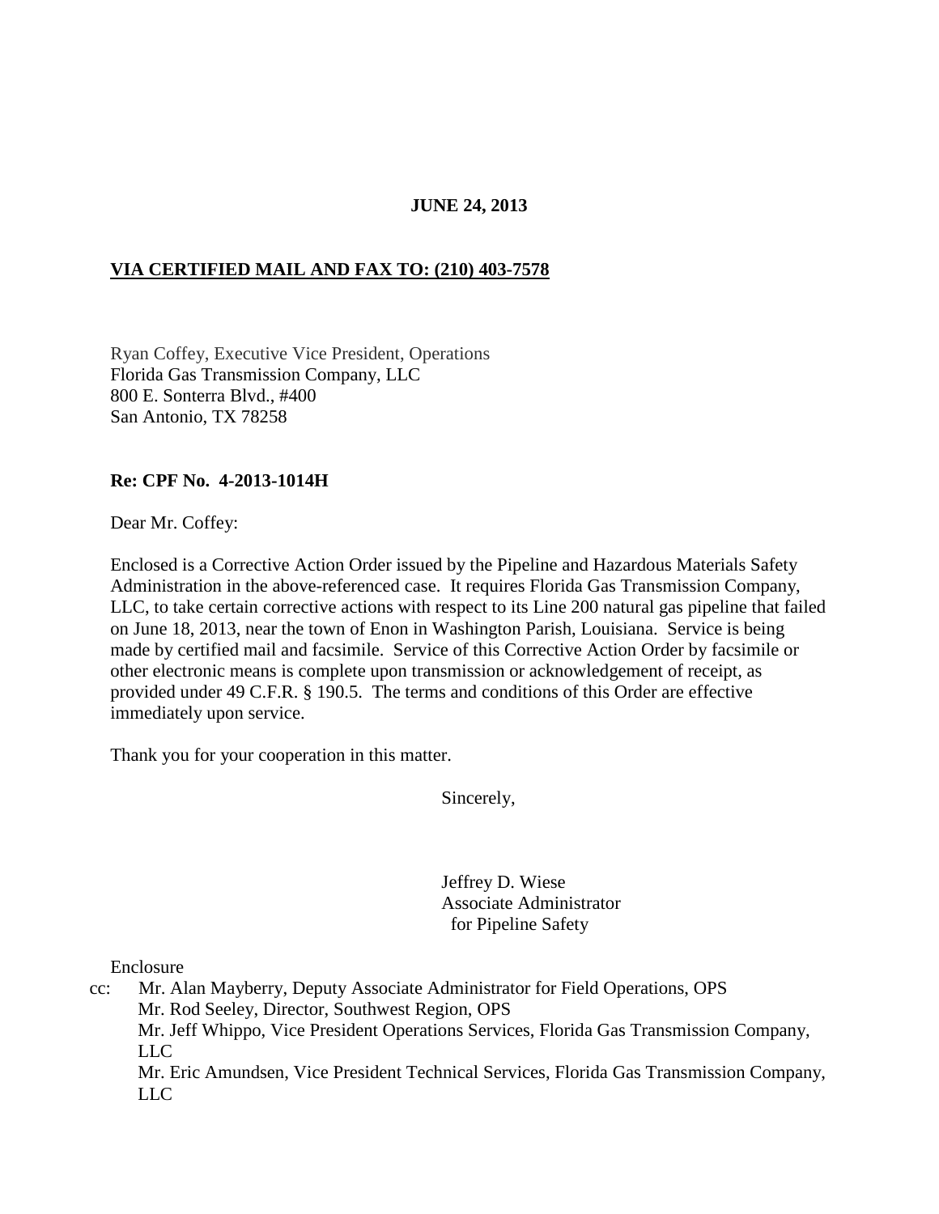**JUNE 24, 2013**

**VIA CERTIFIED MAIL AND FAX TO: (210) 403-7578**

Ryan Coffey, Executive Vice President, Operations
Florida Gas Transmission Company, LLC
800 E. Sonterra Blvd., #400
San Antonio, TX 78258

**Re: CPF No. 4-2013-1014H**

Dear Mr. Coffey:

Enclosed is a Corrective Action Order issued by the Pipeline and Hazardous Materials Safety Administration in the above-referenced case. It requires Florida Gas Transmission Company, LLC, to take certain corrective actions with respect to its Line 200 natural gas pipeline that failed on June 18, 2013, near the town of Enon in Washington Parish, Louisiana. Service is being made by certified mail and facsimile. Service of this Corrective Action Order by facsimile or other electronic means is complete upon transmission or acknowledgement of receipt, as provided under 49 C.F.R. § 190.5. The terms and conditions of this Order are effective immediately upon service.

Thank you for your cooperation in this matter.

Sincerely,

Jeffrey D. Wiese
Associate Administrator
for Pipeline Safety

Enclosure

cc: Mr. Alan Mayberry, Deputy Associate Administrator for Field Operations, OPS
Mr. Rod Seeley, Director, Southwest Region, OPS
Mr. Jeff Whippo, Vice President Operations Services, Florida Gas Transmission Company, LLC
Mr. Eric Amundsen, Vice President Technical Services, Florida Gas Transmission Company, LLC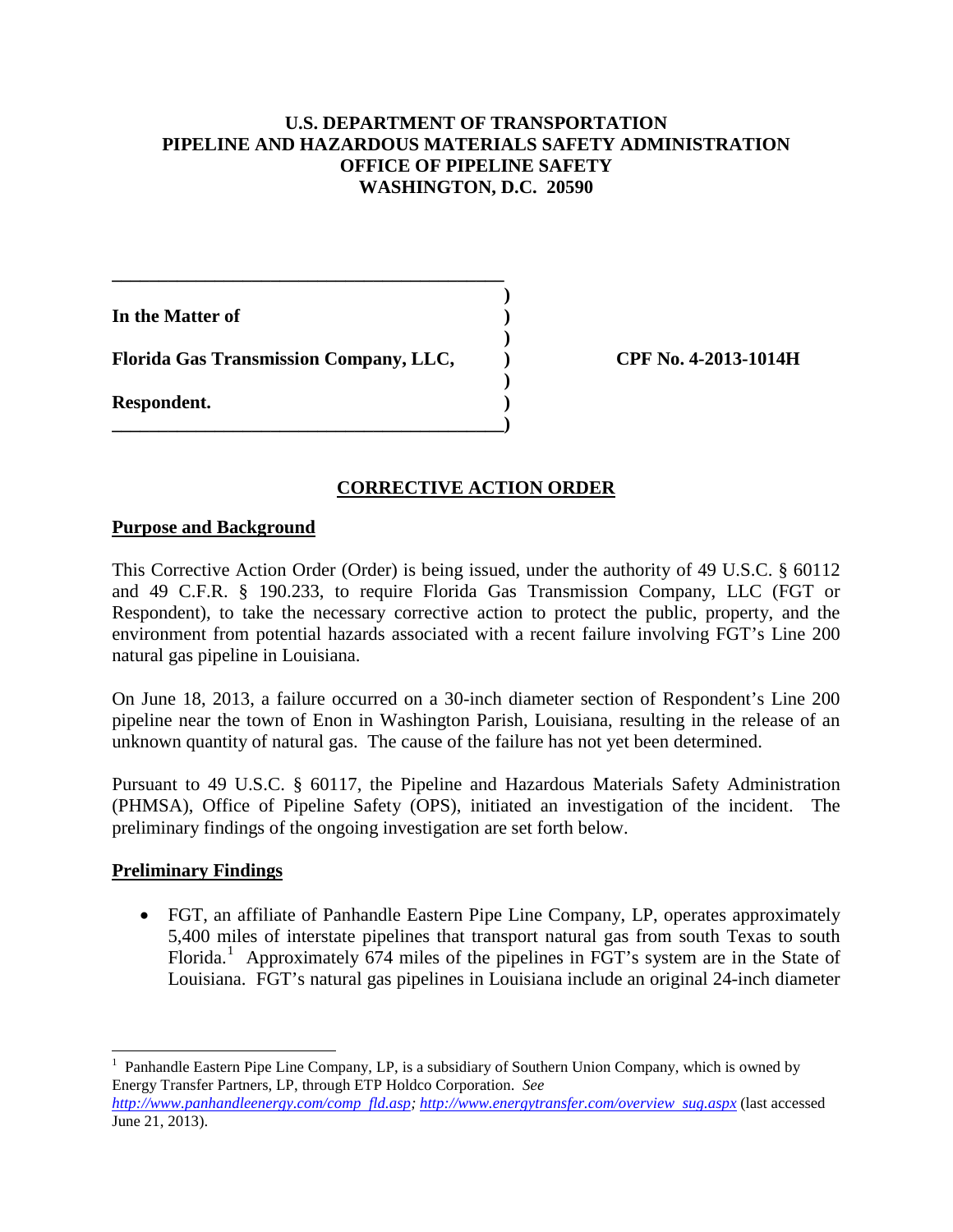**U.S. DEPARTMENT OF TRANSPORTATION**
**PIPELINE AND HAZARDOUS MATERIALS SAFETY ADMINISTRATION**
**OFFICE OF PIPELINE SAFETY**
**WASHINGTON, D.C. 20590**

| | | |
|---|---|---|
| **In the Matter of** | ) | |
| | ) | |
| **Florida Gas Transmission Company, LLC,** | ) | **CPF No. 4-2013-1014H** |
| | ) | |
| **Respondent.** | ) | |

## CORRECTIVE ACTION ORDER

### Purpose and Background

This Corrective Action Order (Order) is being issued, under the authority of 49 U.S.C. § 60112 and 49 C.F.R. § 190.233, to require Florida Gas Transmission Company, LLC (FGT or Respondent), to take the necessary corrective action to protect the public, property, and the environment from potential hazards associated with a recent failure involving FGT's Line 200 natural gas pipeline in Louisiana.

On June 18, 2013, a failure occurred on a 30-inch diameter section of Respondent's Line 200 pipeline near the town of Enon in Washington Parish, Louisiana, resulting in the release of an unknown quantity of natural gas. The cause of the failure has not yet been determined.

Pursuant to 49 U.S.C. § 60117, the Pipeline and Hazardous Materials Safety Administration (PHMSA), Office of Pipeline Safety (OPS), initiated an investigation of the incident. The preliminary findings of the ongoing investigation are set forth below.

### Preliminary Findings

- FGT, an affiliate of Panhandle Eastern Pipe Line Company, LP, operates approximately 5,400 miles of interstate pipelines that transport natural gas from south Texas to south Florida.[1] Approximately 674 miles of the pipelines in FGT's system are in the State of Louisiana. FGT's natural gas pipelines in Louisiana include an original 24-inch diameter

---

[1] Panhandle Eastern Pipe Line Company, LP, is a subsidiary of Southern Union Company, which is owned by Energy Transfer Partners, LP, through ETP Holdco Corporation. *See* *http://www.panhandleenergy.com/comp_fld.asp*; *http://www.energytransfer.com/overview_sug.aspx* (last accessed June 21, 2013).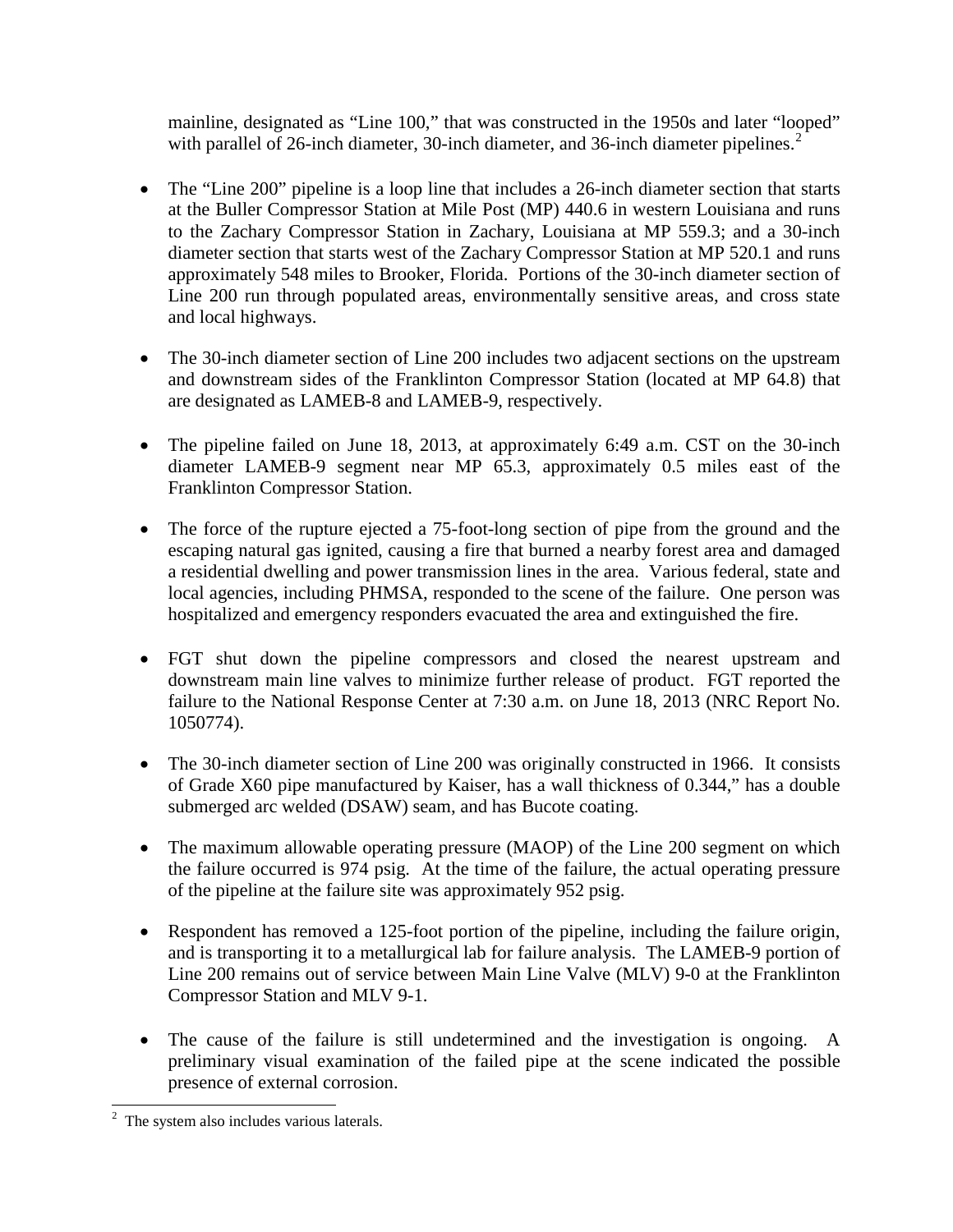mainline, designated as "Line 100," that was constructed in the 1950s and later "looped" with parallel of 26-inch diameter, 30-inch diameter, and 36-inch diameter pipelines.[2]

- The "Line 200" pipeline is a loop line that includes a 26-inch diameter section that starts at the Buller Compressor Station at Mile Post (MP) 440.6 in western Louisiana and runs to the Zachary Compressor Station in Zachary, Louisiana at MP 559.3; and a 30-inch diameter section that starts west of the Zachary Compressor Station at MP 520.1 and runs approximately 548 miles to Brooker, Florida. Portions of the 30-inch diameter section of Line 200 run through populated areas, environmentally sensitive areas, and cross state and local highways.

- The 30-inch diameter section of Line 200 includes two adjacent sections on the upstream and downstream sides of the Franklinton Compressor Station (located at MP 64.8) that are designated as LAMEB-8 and LAMEB-9, respectively.

- The pipeline failed on June 18, 2013, at approximately 6:49 a.m. CST on the 30-inch diameter LAMEB-9 segment near MP 65.3, approximately 0.5 miles east of the Franklinton Compressor Station.

- The force of the rupture ejected a 75-foot-long section of pipe from the ground and the escaping natural gas ignited, causing a fire that burned a nearby forest area and damaged a residential dwelling and power transmission lines in the area. Various federal, state and local agencies, including PHMSA, responded to the scene of the failure. One person was hospitalized and emergency responders evacuated the area and extinguished the fire.

- FGT shut down the pipeline compressors and closed the nearest upstream and downstream main line valves to minimize further release of product. FGT reported the failure to the National Response Center at 7:30 a.m. on June 18, 2013 (NRC Report No. 1050774).

- The 30-inch diameter section of Line 200 was originally constructed in 1966. It consists of Grade X60 pipe manufactured by Kaiser, has a wall thickness of 0.344," has a double submerged arc welded (DSAW) seam, and has Bucote coating.

- The maximum allowable operating pressure (MAOP) of the Line 200 segment on which the failure occurred is 974 psig. At the time of the failure, the actual operating pressure of the pipeline at the failure site was approximately 952 psig.

- Respondent has removed a 125-foot portion of the pipeline, including the failure origin, and is transporting it to a metallurgical lab for failure analysis. The LAMEB-9 portion of Line 200 remains out of service between Main Line Valve (MLV) 9-0 at the Franklinton Compressor Station and MLV 9-1.

- The cause of the failure is still undetermined and the investigation is ongoing. A preliminary visual examination of the failed pipe at the scene indicated the possible presence of external corrosion.

[2] The system also includes various laterals.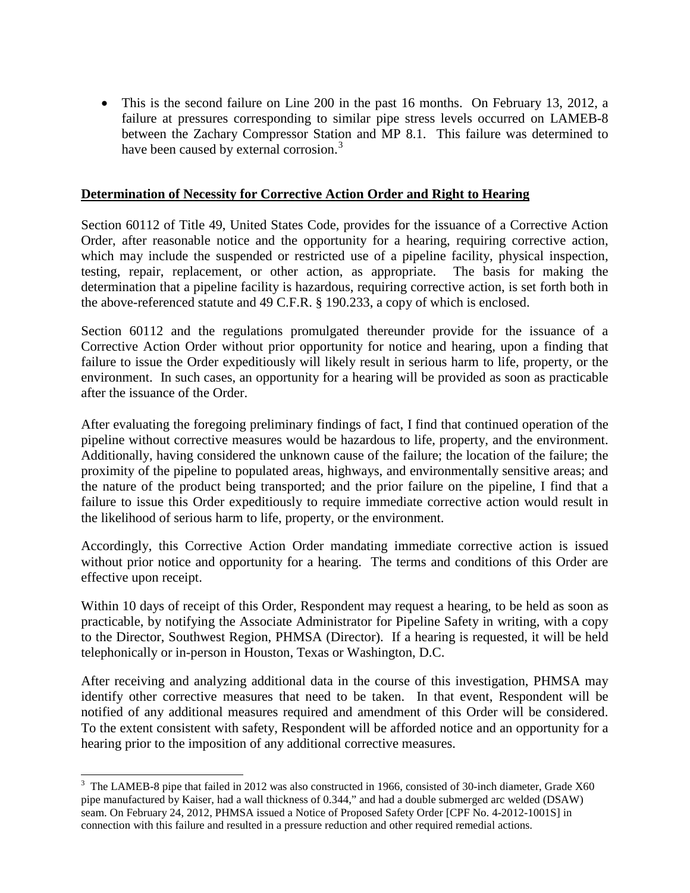- This is the second failure on Line 200 in the past 16 months. On February 13, 2012, a failure at pressures corresponding to similar pipe stress levels occurred on LAMEB-8 between the Zachary Compressor Station and MP 8.1. This failure was determined to have been caused by external corrosion.[3]

**Determination of Necessity for Corrective Action Order and Right to Hearing**

Section 60112 of Title 49, United States Code, provides for the issuance of a Corrective Action Order, after reasonable notice and the opportunity for a hearing, requiring corrective action, which may include the suspended or restricted use of a pipeline facility, physical inspection, testing, repair, replacement, or other action, as appropriate. The basis for making the determination that a pipeline facility is hazardous, requiring corrective action, is set forth both in the above-referenced statute and 49 C.F.R. § 190.233, a copy of which is enclosed.

Section 60112 and the regulations promulgated thereunder provide for the issuance of a Corrective Action Order without prior opportunity for notice and hearing, upon a finding that failure to issue the Order expeditiously will likely result in serious harm to life, property, or the environment. In such cases, an opportunity for a hearing will be provided as soon as practicable after the issuance of the Order.

After evaluating the foregoing preliminary findings of fact, I find that continued operation of the pipeline without corrective measures would be hazardous to life, property, and the environment. Additionally, having considered the unknown cause of the failure; the location of the failure; the proximity of the pipeline to populated areas, highways, and environmentally sensitive areas; and the nature of the product being transported; and the prior failure on the pipeline, I find that a failure to issue this Order expeditiously to require immediate corrective action would result in the likelihood of serious harm to life, property, or the environment.

Accordingly, this Corrective Action Order mandating immediate corrective action is issued without prior notice and opportunity for a hearing. The terms and conditions of this Order are effective upon receipt.

Within 10 days of receipt of this Order, Respondent may request a hearing, to be held as soon as practicable, by notifying the Associate Administrator for Pipeline Safety in writing, with a copy to the Director, Southwest Region, PHMSA (Director). If a hearing is requested, it will be held telephonically or in-person in Houston, Texas or Washington, D.C.

After receiving and analyzing additional data in the course of this investigation, PHMSA may identify other corrective measures that need to be taken. In that event, Respondent will be notified of any additional measures required and amendment of this Order will be considered. To the extent consistent with safety, Respondent will be afforded notice and an opportunity for a hearing prior to the imposition of any additional corrective measures.

---

[3] The LAMEB-8 pipe that failed in 2012 was also constructed in 1966, consisted of 30-inch diameter, Grade X60 pipe manufactured by Kaiser, had a wall thickness of 0.344," and had a double submerged arc welded (DSAW) seam. On February 24, 2012, PHMSA issued a Notice of Proposed Safety Order [CPF No. 4-2012-1001S] in connection with this failure and resulted in a pressure reduction and other required remedial actions.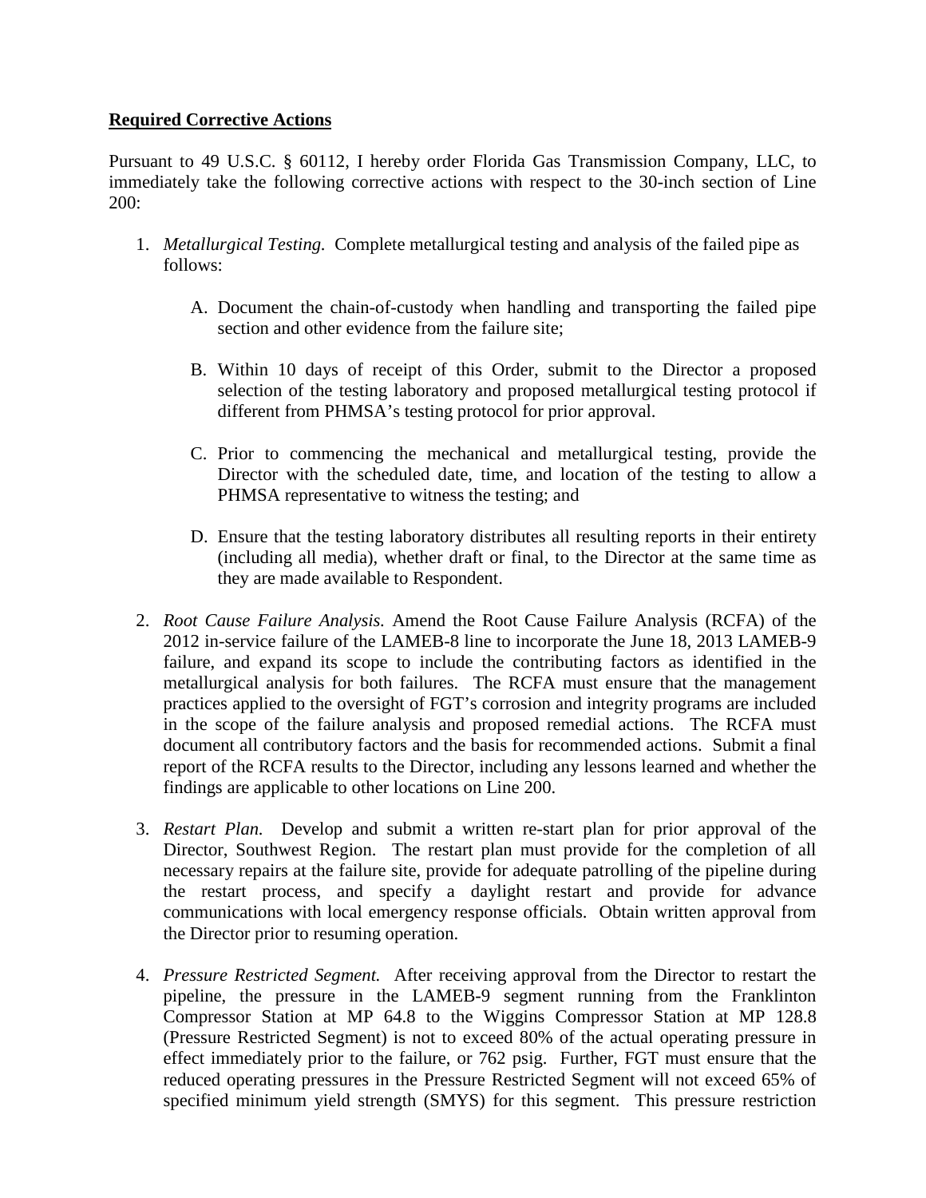**Required Corrective Actions**

Pursuant to 49 U.S.C. § 60112, I hereby order Florida Gas Transmission Company, LLC, to immediately take the following corrective actions with respect to the 30-inch section of Line 200:

1. *Metallurgical Testing.* Complete metallurgical testing and analysis of the failed pipe as follows:

   A. Document the chain-of-custody when handling and transporting the failed pipe section and other evidence from the failure site;

   B. Within 10 days of receipt of this Order, submit to the Director a proposed selection of the testing laboratory and proposed metallurgical testing protocol if different from PHMSA's testing protocol for prior approval.

   C. Prior to commencing the mechanical and metallurgical testing, provide the Director with the scheduled date, time, and location of the testing to allow a PHMSA representative to witness the testing; and

   D. Ensure that the testing laboratory distributes all resulting reports in their entirety (including all media), whether draft or final, to the Director at the same time as they are made available to Respondent.

2. *Root Cause Failure Analysis.* Amend the Root Cause Failure Analysis (RCFA) of the 2012 in-service failure of the LAMEB-8 line to incorporate the June 18, 2013 LAMEB-9 failure, and expand its scope to include the contributing factors as identified in the metallurgical analysis for both failures. The RCFA must ensure that the management practices applied to the oversight of FGT's corrosion and integrity programs are included in the scope of the failure analysis and proposed remedial actions. The RCFA must document all contributory factors and the basis for recommended actions. Submit a final report of the RCFA results to the Director, including any lessons learned and whether the findings are applicable to other locations on Line 200.

3. *Restart Plan.* Develop and submit a written re-start plan for prior approval of the Director, Southwest Region. The restart plan must provide for the completion of all necessary repairs at the failure site, provide for adequate patrolling of the pipeline during the restart process, and specify a daylight restart and provide for advance communications with local emergency response officials. Obtain written approval from the Director prior to resuming operation.

4. *Pressure Restricted Segment.* After receiving approval from the Director to restart the pipeline, the pressure in the LAMEB-9 segment running from the Franklinton Compressor Station at MP 64.8 to the Wiggins Compressor Station at MP 128.8 (Pressure Restricted Segment) is not to exceed 80% of the actual operating pressure in effect immediately prior to the failure, or 762 psig. Further, FGT must ensure that the reduced operating pressures in the Pressure Restricted Segment will not exceed 65% of specified minimum yield strength (SMYS) for this segment. This pressure restriction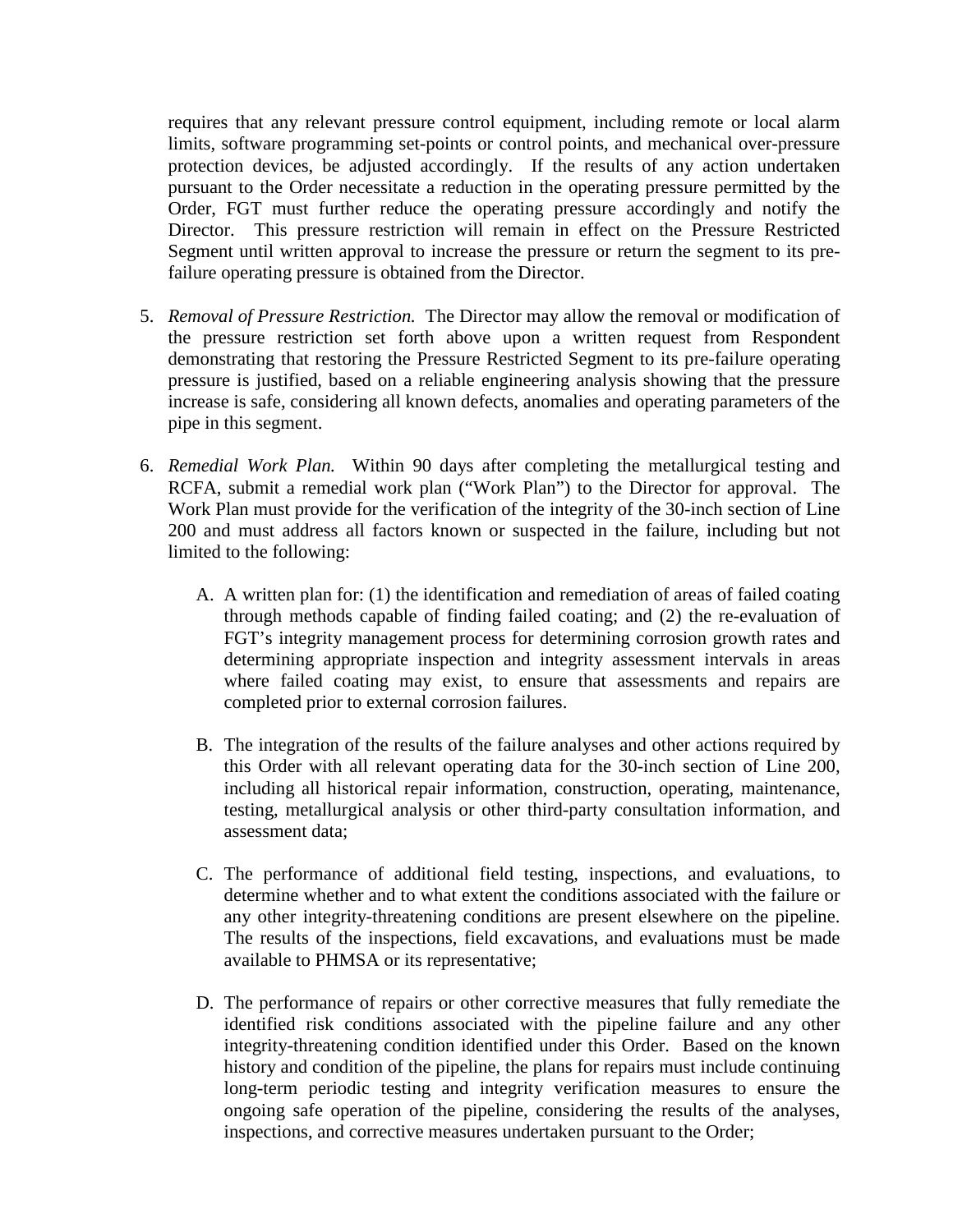requires that any relevant pressure control equipment, including remote or local alarm limits, software programming set-points or control points, and mechanical over-pressure protection devices, be adjusted accordingly. If the results of any action undertaken pursuant to the Order necessitate a reduction in the operating pressure permitted by the Order, FGT must further reduce the operating pressure accordingly and notify the Director. This pressure restriction will remain in effect on the Pressure Restricted Segment until written approval to increase the pressure or return the segment to its pre-failure operating pressure is obtained from the Director.

5. *Removal of Pressure Restriction.* The Director may allow the removal or modification of the pressure restriction set forth above upon a written request from Respondent demonstrating that restoring the Pressure Restricted Segment to its pre-failure operating pressure is justified, based on a reliable engineering analysis showing that the pressure increase is safe, considering all known defects, anomalies and operating parameters of the pipe in this segment.

6. *Remedial Work Plan.* Within 90 days after completing the metallurgical testing and RCFA, submit a remedial work plan ("Work Plan") to the Director for approval. The Work Plan must provide for the verification of the integrity of the 30-inch section of Line 200 and must address all factors known or suspected in the failure, including but not limited to the following:

   A. A written plan for: (1) the identification and remediation of areas of failed coating through methods capable of finding failed coating; and (2) the re-evaluation of FGT's integrity management process for determining corrosion growth rates and determining appropriate inspection and integrity assessment intervals in areas where failed coating may exist, to ensure that assessments and repairs are completed prior to external corrosion failures.

   B. The integration of the results of the failure analyses and other actions required by this Order with all relevant operating data for the 30-inch section of Line 200, including all historical repair information, construction, operating, maintenance, testing, metallurgical analysis or other third-party consultation information, and assessment data;

   C. The performance of additional field testing, inspections, and evaluations, to determine whether and to what extent the conditions associated with the failure or any other integrity-threatening conditions are present elsewhere on the pipeline. The results of the inspections, field excavations, and evaluations must be made available to PHMSA or its representative;

   D. The performance of repairs or other corrective measures that fully remediate the identified risk conditions associated with the pipeline failure and any other integrity-threatening condition identified under this Order. Based on the known history and condition of the pipeline, the plans for repairs must include continuing long-term periodic testing and integrity verification measures to ensure the ongoing safe operation of the pipeline, considering the results of the analyses, inspections, and corrective measures undertaken pursuant to the Order;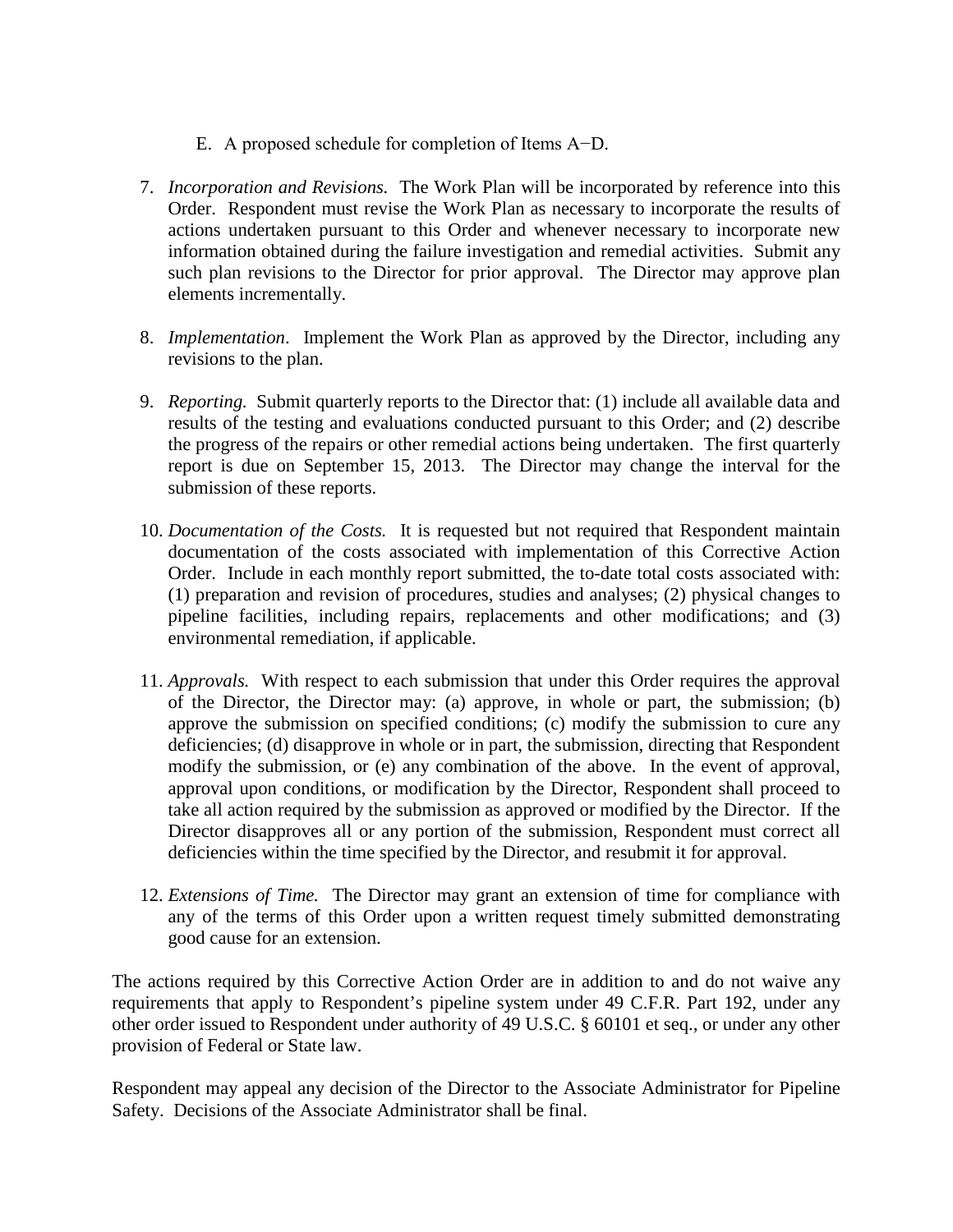E. A proposed schedule for completion of Items A−D.

7. *Incorporation and Revisions.* The Work Plan will be incorporated by reference into this Order. Respondent must revise the Work Plan as necessary to incorporate the results of actions undertaken pursuant to this Order and whenever necessary to incorporate new information obtained during the failure investigation and remedial activities. Submit any such plan revisions to the Director for prior approval. The Director may approve plan elements incrementally.

8. *Implementation*. Implement the Work Plan as approved by the Director, including any revisions to the plan.

9. *Reporting.* Submit quarterly reports to the Director that: (1) include all available data and results of the testing and evaluations conducted pursuant to this Order; and (2) describe the progress of the repairs or other remedial actions being undertaken. The first quarterly report is due on September 15, 2013. The Director may change the interval for the submission of these reports.

10. *Documentation of the Costs.* It is requested but not required that Respondent maintain documentation of the costs associated with implementation of this Corrective Action Order. Include in each monthly report submitted, the to-date total costs associated with: (1) preparation and revision of procedures, studies and analyses; (2) physical changes to pipeline facilities, including repairs, replacements and other modifications; and (3) environmental remediation, if applicable.

11. *Approvals.* With respect to each submission that under this Order requires the approval of the Director, the Director may: (a) approve, in whole or part, the submission; (b) approve the submission on specified conditions; (c) modify the submission to cure any deficiencies; (d) disapprove in whole or in part, the submission, directing that Respondent modify the submission, or (e) any combination of the above. In the event of approval, approval upon conditions, or modification by the Director, Respondent shall proceed to take all action required by the submission as approved or modified by the Director. If the Director disapproves all or any portion of the submission, Respondent must correct all deficiencies within the time specified by the Director, and resubmit it for approval.

12. *Extensions of Time.* The Director may grant an extension of time for compliance with any of the terms of this Order upon a written request timely submitted demonstrating good cause for an extension.

The actions required by this Corrective Action Order are in addition to and do not waive any requirements that apply to Respondent's pipeline system under 49 C.F.R. Part 192, under any other order issued to Respondent under authority of 49 U.S.C. § 60101 et seq., or under any other provision of Federal or State law.

Respondent may appeal any decision of the Director to the Associate Administrator for Pipeline Safety. Decisions of the Associate Administrator shall be final.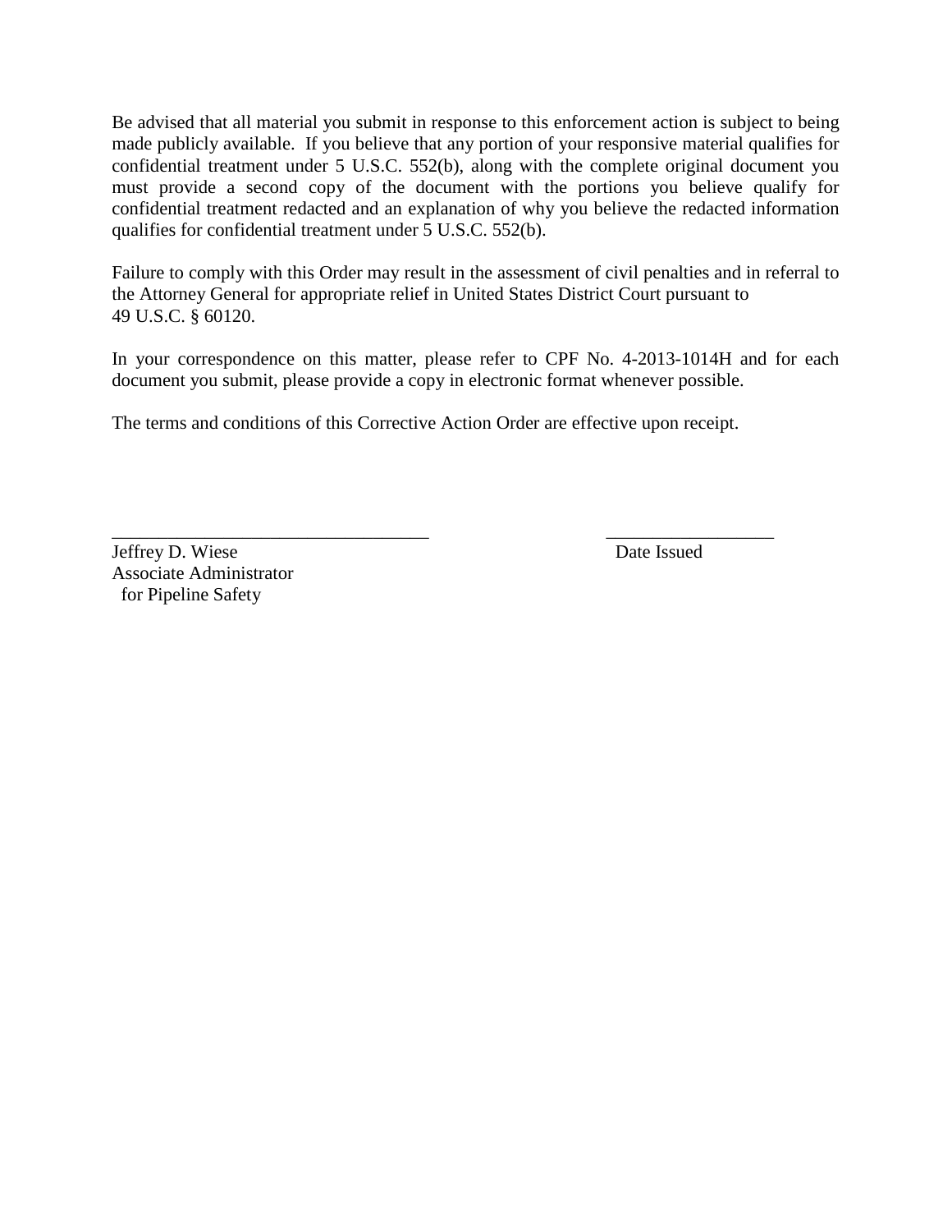Be advised that all material you submit in response to this enforcement action is subject to being made publicly available. If you believe that any portion of your responsive material qualifies for confidential treatment under 5 U.S.C. 552(b), along with the complete original document you must provide a second copy of the document with the portions you believe qualify for confidential treatment redacted and an explanation of why you believe the redacted information qualifies for confidential treatment under 5 U.S.C. 552(b).

Failure to comply with this Order may result in the assessment of civil penalties and in referral to the Attorney General for appropriate relief in United States District Court pursuant to 49 U.S.C. § 60120.

In your correspondence on this matter, please refer to CPF No. 4-2013-1014H and for each document you submit, please provide a copy in electronic format whenever possible.

The terms and conditions of this Corrective Action Order are effective upon receipt.

\_\_\_\_\_\_\_\_\_\_\_\_\_\_\_\_\_\_\_\_\_\_\_\_\_\_\_\_\_\_\_\_\_\_
Jeffrey D. Wiese
Associate Administrator
for Pipeline Safety

\_\_\_\_\_\_\_\_\_\_\_\_\_\_\_\_\_\_
Date Issued